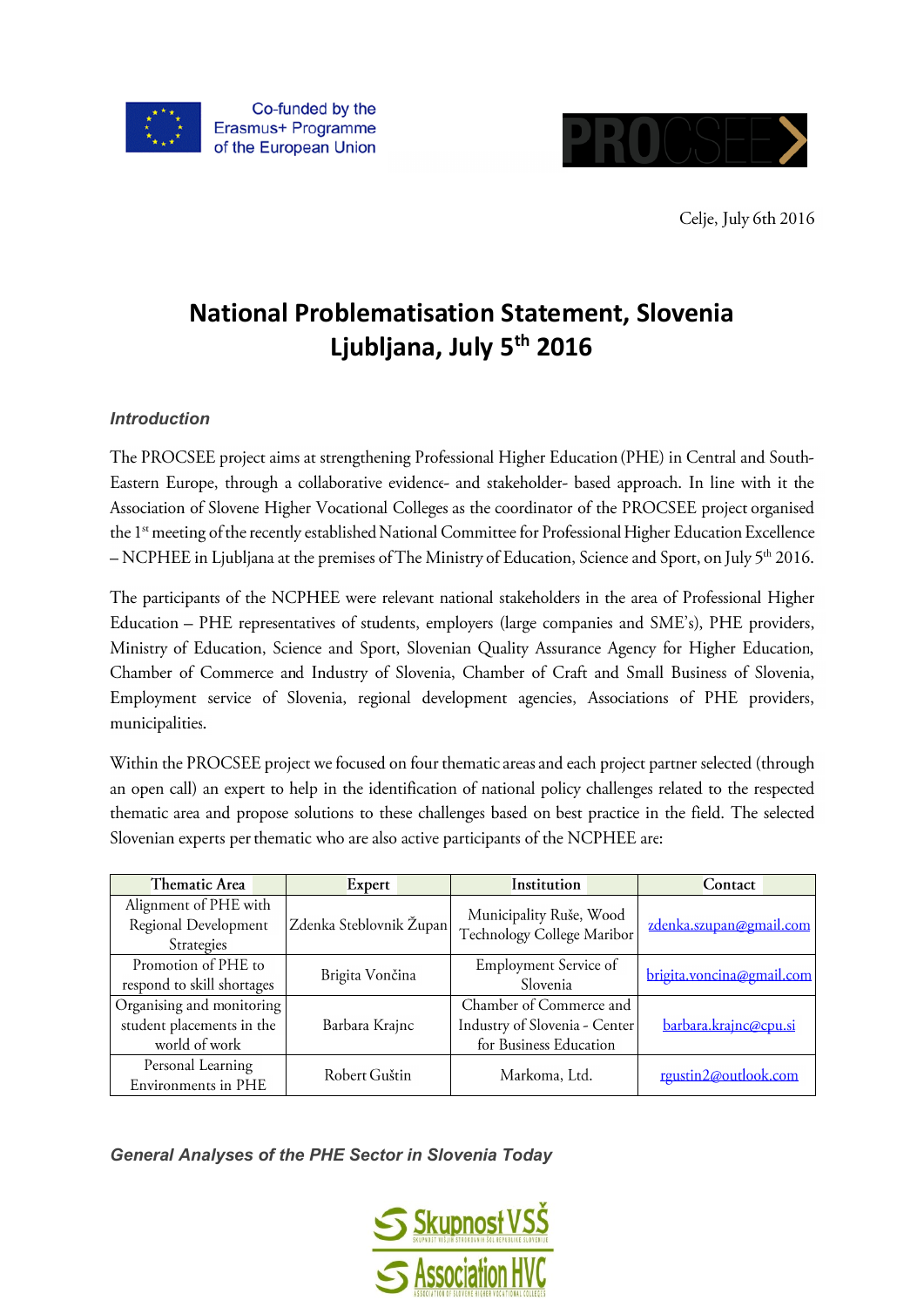Co-funded by the Erasmus+ Programme of the European Union

Celje, July 6th 2016

# National Problematisation Statement, Slovenia Ljubljana, July 5th 2016

### *Introduction*

The PROCSEE project aims at strengthening Professional Higher Education (PHE) in Central and South-Eastern Europe, through a collaborative evidence- and stakeholder- based approach. In line with it the Association of Slovene Higher Vocational Colleges as the coordinator of the PROCSEE project organised the 1st meeting of the recently established National Committee for Professional Higher Education Excellence – NCPHEE in Ljubljana at the premises of The Ministry of Education, Science and Sport, on July 5th 2016.

The participants of the NCPHEE were relevant national stakeholders in the area of Professional Higher Education – PHE representatives of students, employers (large companies and SME's), PHE providers, Ministry of Education, Science and Sport, Slovenian Quality Assurance Agency for Higher Education, Chamber of Commerce and Industry of Slovenia, Chamber of Craft and Small Business of Slovenia, Employment service of Slovenia, regional development agencies, Associations of PHE providers, municipalities.

Within the PROCSEE project we focused on four thematic areas and each project partner selected (through an open call) an expert to help in the identification of national policy challenges related to the respected thematic area and propose solutions to these challenges based on best practice in the field. The selected Slovenian experts per thematic who are also active participants of the NCPHEE are:

| Thematic Area | Expert | Institution | Contact |
|---|---|---|---|
| Alignment of PHE with Regional Development Strategies | Zdenka Steblovnik Župan | Municipality Ruše, Wood Technology College Maribor | zdenka.szupan@gmail.com |
| Promotion of PHE to respond to skill shortages | Brigita Vončina | Employment Service of Slovenia | brigita.voncina@gmail.com |
| Organising and monitoring student placements in the world of work | Barbara Krajnc | Chamber of Commerce and Industry of Slovenia - Center for Business Education | barbara.krajnc@cpu.si |
| Personal Learning Environments in PHE | Robert Guštin | Markoma, Ltd. | rgustin2@outlook.com |

### *General Analyses of the PHE Sector in Slovenia Today*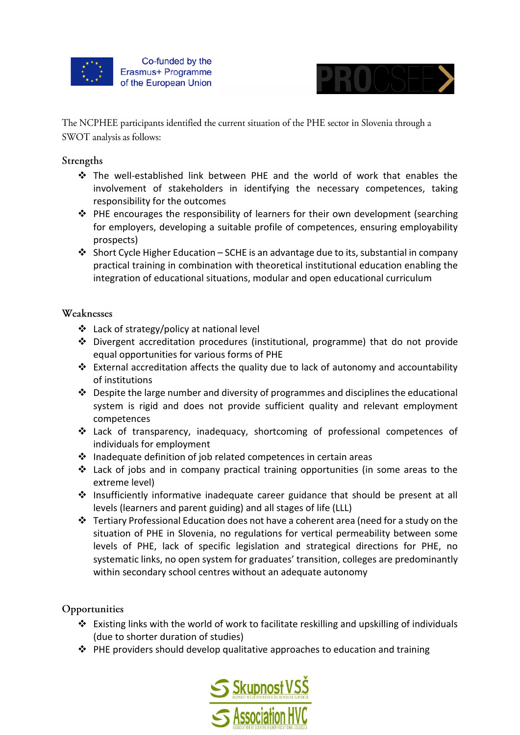The NCPHEE participants identified the current situation of the PHE sector in Slovenia through a SWOT analysis as follows:

## Strengths

- The well-established link between PHE and the world of work that enables the involvement of stakeholders in identifying the necessary competences, taking responsibility for the outcomes
- PHE encourages the responsibility of learners for their own development (searching for employers, developing a suitable profile of competences, ensuring employability prospects)
- Short Cycle Higher Education – SCHE is an advantage due to its, substantial in company practical training in combination with theoretical institutional education enabling the integration of educational situations, modular and open educational curriculum

## Weaknesses

- Lack of strategy/policy at national level
- Divergent accreditation procedures (institutional, programme) that do not provide equal opportunities for various forms of PHE
- External accreditation affects the quality due to lack of autonomy and accountability of institutions
- Despite the large number and diversity of programmes and disciplines the educational system is rigid and does not provide sufficient quality and relevant employment competences
- Lack of transparency, inadequacy, shortcoming of professional competences of individuals for employment
- Inadequate definition of job related competences in certain areas
- Lack of jobs and in company practical training opportunities (in some areas to the extreme level)
- Insufficiently informative inadequate career guidance that should be present at all levels (learners and parent guiding) and all stages of life (LLL)
- Tertiary Professional Education does not have a coherent area (need for a study on the situation of PHE in Slovenia, no regulations for vertical permeability between some levels of PHE, lack of specific legislation and strategical directions for PHE, no systematic links, no open system for graduates' transition, colleges are predominantly within secondary school centres without an adequate autonomy

## Opportunities

- Existing links with the world of work to facilitate reskilling and upskilling of individuals (due to shorter duration of studies)
- PHE providers should develop qualitative approaches to education and training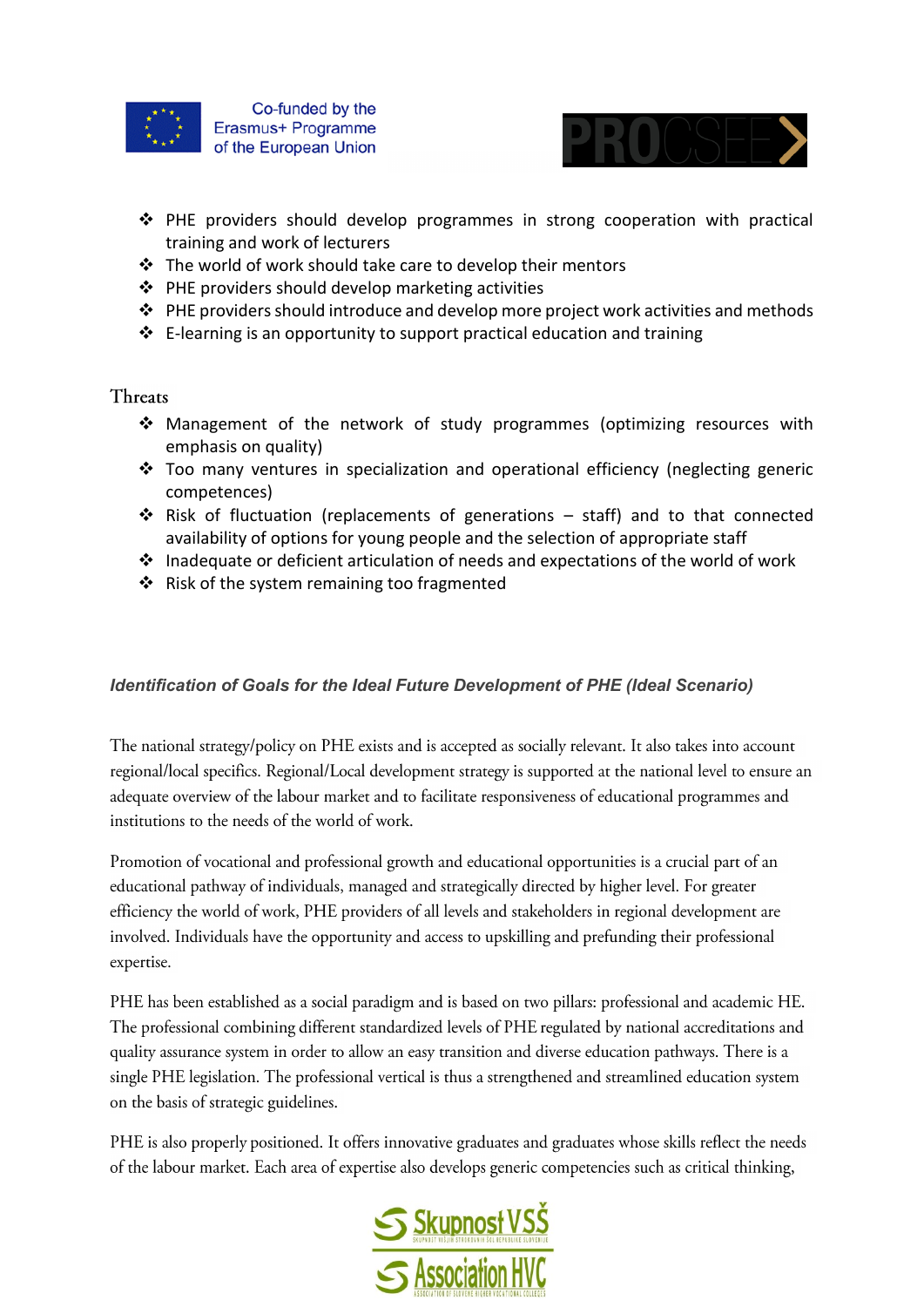- PHE providers should develop programmes in strong cooperation with practical training and work of lecturers
- The world of work should take care to develop their mentors
- PHE providers should develop marketing activities
- PHE providers should introduce and develop more project work activities and methods
- E-learning is an opportunity to support practical education and training

## Threats

- Management of the network of study programmes (optimizing resources with emphasis on quality)
- Too many ventures in specialization and operational efficiency (neglecting generic competences)
- Risk of fluctuation (replacements of generations – staff) and to that connected availability of options for young people and the selection of appropriate staff
- Inadequate or deficient articulation of needs and expectations of the world of work
- Risk of the system remaining too fragmented

### *Identification of Goals for the Ideal Future Development of PHE (Ideal Scenario)*

The national strategy/policy on PHE exists and is accepted as socially relevant. It also takes into account regional/local specifics. Regional/Local development strategy is supported at the national level to ensure an adequate overview of the labour market and to facilitate responsiveness of educational programmes and institutions to the needs of the world of work.

Promotion of vocational and professional growth and educational opportunities is a crucial part of an educational pathway of individuals, managed and strategically directed by higher level. For greater efficiency the world of work, PHE providers of all levels and stakeholders in regional development are involved. Individuals have the opportunity and access to upskilling and prefunding their professional expertise.

PHE has been established as a social paradigm and is based on two pillars: professional and academic HE. The professional combining different standardized levels of PHE regulated by national accreditations and quality assurance system in order to allow an easy transition and diverse education pathways. There is a single PHE legislation. The professional vertical is thus a strengthened and streamlined education system on the basis of strategic guidelines.

PHE is also properly positioned. It offers innovative graduates and graduates whose skills reflect the needs of the labour market. Each area of expertise also develops generic competencies such as critical thinking,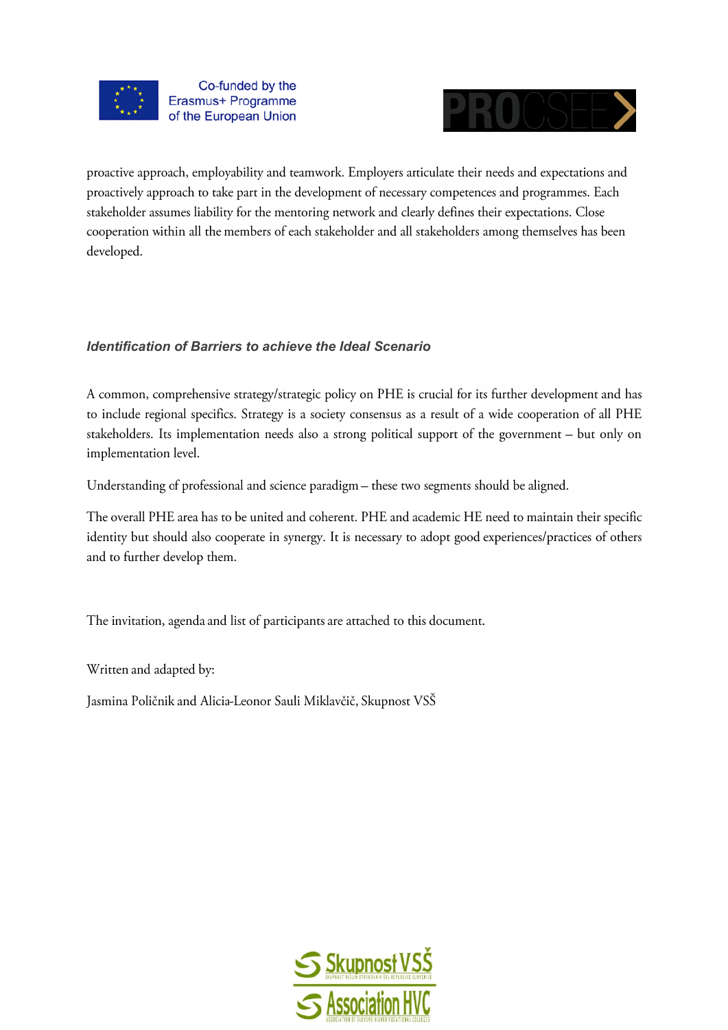proactive approach, employability and teamwork. Employers articulate their needs and expectations and proactively approach to take part in the development of necessary competences and programmes. Each stakeholder assumes liability for the mentoring network and clearly defines their expectations. Close cooperation within all the members of each stakeholder and all stakeholders among themselves has been developed.

### *Identification of Barriers to achieve the Ideal Scenario*

A common, comprehensive strategy/strategic policy on PHE is crucial for its further development and has to include regional specifics. Strategy is a society consensus as a result of a wide cooperation of all PHE stakeholders. Its implementation needs also a strong political support of the government – but only on implementation level.

Understanding of professional and science paradigm – these two segments should be aligned.

The overall PHE area has to be united and coherent. PHE and academic HE need to maintain their specific identity but should also cooperate in synergy. It is necessary to adopt good experiences/practices of others and to further develop them.

The invitation, agenda and list of participants are attached to this document.

Written and adapted by:

Jasmina Poličnik and Alicia-Leonor Sauli Miklavčič, Skupnost VSŠ